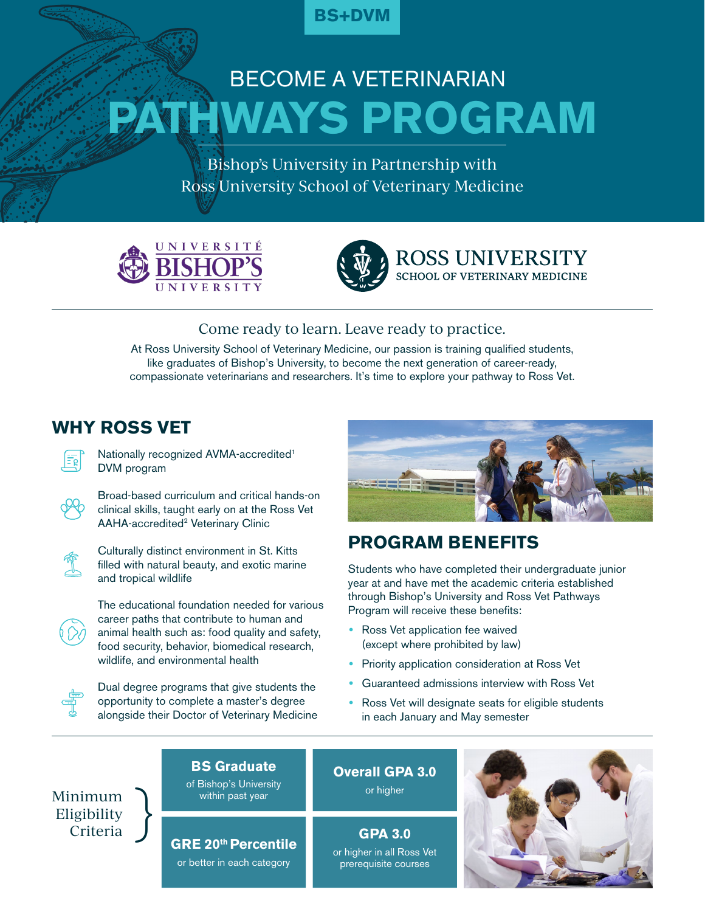BS+DVM

# BECOME A VETERINARIAN

# PATHWAYS PROGRAM

Bishop's University in Partnership with
Ross University School of Veterinary Medicine

UNIVERSITÉ BISHOP'S UNIVERSITY

ROSS UNIVERSITY SCHOOL OF VETERINARY MEDICINE

Come ready to learn. Leave ready to practice.

At Ross University School of Veterinary Medicine, our passion is training qualified students, like graduates of Bishop's University, to become the next generation of career-ready, compassionate veterinarians and researchers. It's time to explore your pathway to Ross Vet.

## WHY ROSS VET

- Nationally recognized AVMA-accredited[1] DVM program
- Broad-based curriculum and critical hands-on clinical skills, taught early on at the Ross Vet AAHA-accredited[2] Veterinary Clinic
- Culturally distinct environment in St. Kitts filled with natural beauty, and exotic marine and tropical wildlife
- The educational foundation needed for various career paths that contribute to human and animal health such as: food quality and safety, food security, behavior, biomedical research, wildlife, and environmental health
- Dual degree programs that give students the opportunity to complete a master's degree alongside their Doctor of Veterinary Medicine

## PROGRAM BENEFITS

Students who have completed their undergraduate junior year at and have met the academic criteria established through Bishop's University and Ross Vet Pathways Program will receive these benefits:

- Ross Vet application fee waived (except where prohibited by law)
- Priority application consideration at Ross Vet
- Guaranteed admissions interview with Ross Vet
- Ross Vet will designate seats for eligible students in each January and May semester

## Minimum Eligibility Criteria

- **BS Graduate** of Bishop's University within past year
- **Overall GPA 3.0** or higher
- **GRE 20th Percentile** or better in each category
- **GPA 3.0** or higher in all Ross Vet prerequisite courses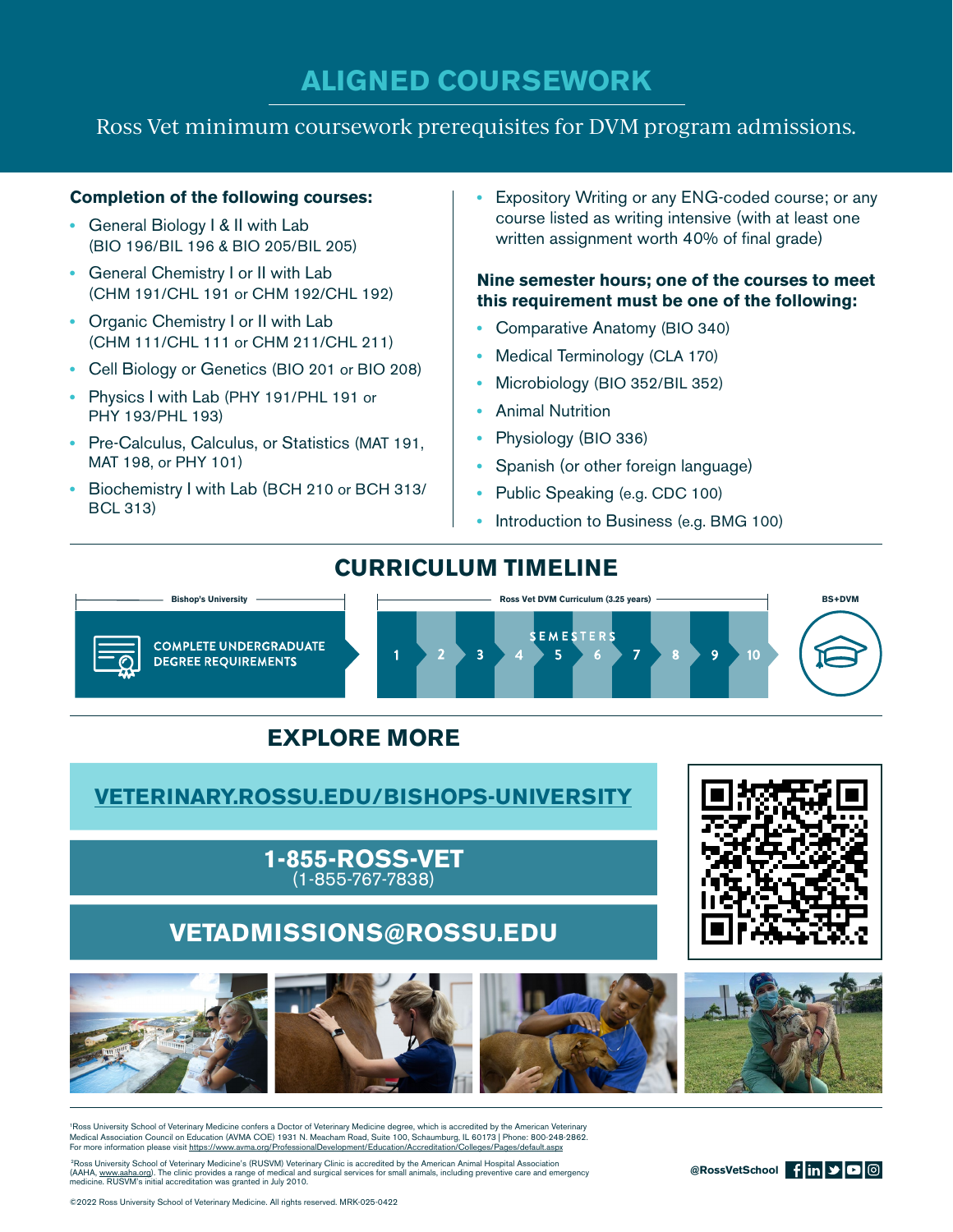# ALIGNED COURSEWORK

Ross Vet minimum coursework prerequisites for DVM program admissions.

**Completion of the following courses:**

- General Biology I & II with Lab (BIO 196/BIL 196 & BIO 205/BIL 205)
- General Chemistry I or II with Lab (CHM 191/CHL 191 or CHM 192/CHL 192)
- Organic Chemistry I or II with Lab (CHM 111/CHL 111 or CHM 211/CHL 211)
- Cell Biology or Genetics (BIO 201 or BIO 208)
- Physics I with Lab (PHY 191/PHL 191 or PHY 193/PHL 193)
- Pre-Calculus, Calculus, or Statistics (MAT 191, MAT 198, or PHY 101)
- Biochemistry I with Lab (BCH 210 or BCH 313/ BCL 313)
- Expository Writing or any ENG-coded course; or any course listed as writing intensive (with at least one written assignment worth 40% of final grade)

**Nine semester hours; one of the courses to meet this requirement must be one of the following:**

- Comparative Anatomy (BIO 340)
- Medical Terminology (CLA 170)
- Microbiology (BIO 352/BIL 352)
- Animal Nutrition
- Physiology (BIO 336)
- Spanish (or other foreign language)
- Public Speaking (e.g. CDC 100)
- Introduction to Business (e.g. BMG 100)

## CURRICULUM TIMELINE

Bishop's University

COMPLETE UNDERGRADUATE DEGREE REQUIREMENTS

Ross Vet DVM Curriculum (3.25 years)

SEMESTERS

1 2 3 4 5 6 7 8 9 10

BS+DVM

## EXPLORE MORE

VETERINARY.ROSSU.EDU/BISHOPS-UNIVERSITY

**1-855-ROSS-VET**
(1-855-767-7838)

**VETADMISSIONS@ROSSU.EDU**

[1]Ross University School of Veterinary Medicine confers a Doctor of Veterinary Medicine degree, which is accredited by the American Veterinary Medical Association Council on Education (AVMA COE) 1931 N. Meacham Road, Suite 100, Schaumburg, IL 60173 | Phone: 800-248-2862. For more information please visit https://www.avma.org/ProfessionalDevelopment/Education/Accreditation/Colleges/Pages/default.aspx

[2]Ross University School of Veterinary Medicine's (RUSVM) Veterinary Clinic is accredited by the American Animal Hospital Association (AAHA, www.aaha.org). The clinic provides a range of medical and surgical services for small animals, including preventive care and emergency medicine. RUSVM's initial accreditation was granted in July 2010.

@RossVetSchool

©2022 Ross University School of Veterinary Medicine. All rights reserved. MRK-025-0422